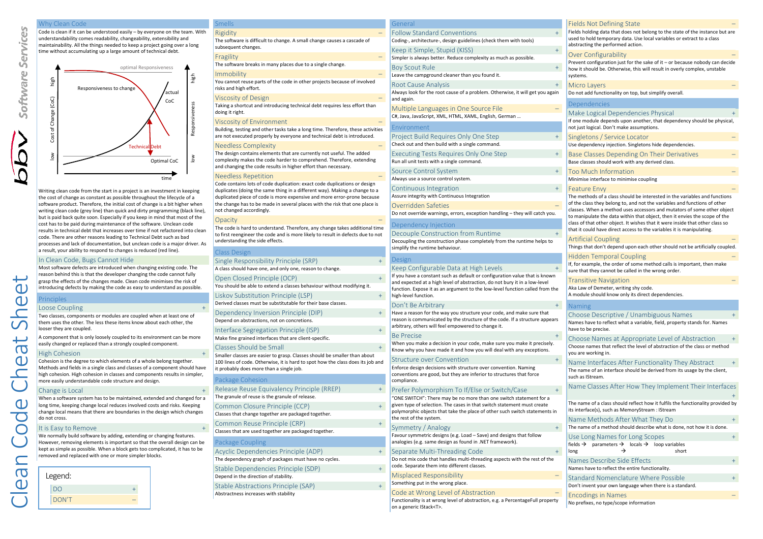# Clean Code Cheat Sheet

## Why Clean Code

Code is clean if it can be understood easily – by everyone on the team. With understandability comes readability, changeability, extensibility and maintainability. All the things needed to keep a project going over a long time without accumulating up a large amount of technical debt.

Writing clean code from the start in a project is an investment in keeping the cost of change as constant as possible throughout the lifecycle of a software product. Therefore, the initial cost of change is a bit higher when writing clean code (grey line) than quick and dirty programming (black line), but is paid back quite soon. Especially if you keep in mind that most of the cost has to be paid during maintenance of the software. Unclean code results in technical debt that increases over time if not refactored into clean code. There are other reasons leading to Technical Debt such as bad processes and lack of documentation, but unclean code is a major driver. As a result, your ability to respond to changes is reduced (red line).

## In Clean Code, Bugs Cannot Hide

Most software defects are introduced when changing existing code. The reason behind this is that the developer changing the code cannot fully grasp the effects of the changes made. Clean code minimises the risk of introducing defects by making the code as easy to understand as possible.

## Principles

### Loose Coupling (+)

Two classes, components or modules are coupled when at least one of them uses the other. The less these items know about each other, the looser they are coupled.

A component that is only loosely coupled to its environment can be more easily changed or replaced than a strongly coupled component.

### High Cohesion (+)

Cohesion is the degree to which elements of a whole belong together. Methods and fields in a single class and classes of a component should have high cohesion. High cohesion in classes and components results in simpler, more easily understandable code structure and design.

### Change is Local (+)

When a software system has to be maintained, extended and changed for a long time, keeping change local reduces involved costs and risks. Keeping change local means that there are boundaries in the design which changes do not cross.

### It is Easy to Remove (+)

We normally build software by adding, extending or changing features. However, removing elements is important so that the overall design can be kept as simple as possible. When a block gets too complicated, it has to be removed and replaced with one or more simpler blocks.

**Legend:**
- DO (+)
- DON'T (–)

## Smells

### Rigidity (–)

The software is difficult to change. A small change causes a cascade of subsequent changes.

### Fragility (–)

The software breaks in many places due to a single change.

### Immobility (–)

You cannot reuse parts of the code in other projects because of involved risks and high effort.

### Viscosity of Design (–)

Taking a shortcut and introducing technical debt requires less effort than doing it right.

### Viscosity of Environment (–)

Building, testing and other tasks take a long time. Therefore, these activities are not executed properly by everyone and technical debt is introduced.

### Needless Complexity (–)

The design contains elements that are currently not useful. The added complexity makes the code harder to comprehend. Therefore, extending and changing the code results in higher effort than necessary.

### Needless Repetition (–)

Code contains lots of code duplication: exact code duplications or design duplicates (doing the same thing in a different way). Making a change to a duplicated piece of code is more expensive and more error-prone because the change has to be made in several places with the risk that one place is not changed accordingly.

### Opacity (–)

The code is hard to understand. Therefore, any change takes additional time to first reengineer the code and is more likely to result in defects due to not understanding the side effects.

## Class Design

### Single Responsibility Principle (SRP) (+)

A class should have one, and only one, reason to change.

### Open Closed Principle (OCP) (+)

You should be able to extend a classes behaviour without modifying it.

### Liskov Substitution Principle (LSP) (+)

Derived classes must be substitutable for their base classes.

### Dependency Inversion Principle (DIP) (+)

Depend on abstractions, not on concretions.

### Interface Segregation Principle (ISP) (+)

Make fine grained interfaces that are client-specific.

### Classes Should be Small (+)

Smaller classes are easier to grasp. Classes should be smaller than about 100 lines of code. Otherwise, it is hard to spot how the class does its job and it probably does more than a single job.

## Package Cohesion

### Release Reuse Equivalency Principle (RREP) (+)

The granule of reuse is the granule of release.

### Common Closure Principle (CCP) (+)

Classes that change together are packaged together.

### Common Reuse Principle (CRP) (+)

Classes that are used together are packaged together.

## Package Coupling

### Acyclic Dependencies Principle (ADP) (+)

The dependency graph of packages must have no cycles.

### Stable Dependencies Principle (SDP) (+)

Depend in the direction of stability.

### Stable Abstractions Principle (SAP) (+)

Abstractness increases with stability

## General

### Follow Standard Conventions (+)

Coding-, architecture-, design guidelines (check them with tools)

### Keep it Simple, Stupid (KISS) (+)

Simpler is always better. Reduce complexity as much as possible.

### Boy Scout Rule (+)

Leave the campground cleaner than you found it.

### Root Cause Analysis (+)

Always look for the root cause of a problem. Otherwise, it will get you again and again.

### Multiple Languages in One Source File (–)

C#, Java, JavaScript, XML, HTML, XAML, English, German …

## Environment

### Project Build Requires Only One Step (+)

Check out and then build with a single command.

### Executing Tests Requires Only One Step (+)

Run all unit tests with a single command.

### Source Control System (+)

Always use a source control system.

### Continuous Integration (+)

Assure integrity with Continuous Integration

### Overridden Safeties (–)

Do not override warnings, errors, exception handling – they will catch you.

## Dependency Injection

### Decouple Construction from Runtime (+)

Decoupling the construction phase completely from the runtime helps to simplify the runtime behaviour.

## Design

### Keep Configurable Data at High Levels (+)

If you have a constant such as default or configuration value that is known and expected at a high level of abstraction, do not bury it in a low-level function. Expose it as an argument to the low-level function called from the high-level function.

### Don't Be Arbitrary (+)

Have a reason for the way you structure your code, and make sure that reason is communicated by the structure of the code. If a structure appears arbitrary, others will feel empowered to change it.

### Be Precise (+)

When you make a decision in your code, make sure you make it precisely. Know why you have made it and how you will deal with any exceptions.

### Structure over Convention (+)

Enforce design decisions with structure over convention. Naming conventions are good, but they are inferior to structures that force compliance.

### Prefer Polymorphism To If/Else or Switch/Case (+)

"ONE SWITCH": There may be no more than one switch statement for a given type of selection. The cases in that switch statement must create polymorphic objects that take the place of other such switch statements in the rest of the system.

### Symmetry / Analogy (+)

Favour symmetric designs (e.g. Load – Save) and designs that follow analogies (e.g. same design as found in .NET framework).

### Separate Multi-Threading Code (+)

Do not mix code that handles multi-threading aspects with the rest of the code. Separate them into different classes.

### Misplaced Responsibility (–)

Something put in the wrong place.

### Code at Wrong Level of Abstraction (–)

Functionality is at wrong level of abstraction, e.g. a PercentageFull property on a generic IStack<T>.

### Fields Not Defining State (–)

Fields holding data that does not belong to the state of the instance but are used to hold temporary data. Use local variables or extract to a class abstracting the performed action.

### Over Configurability (–)

Prevent configuration just for the sake of it – or because nobody can decide how it should be. Otherwise, this will result in overly complex, unstable systems.

### Micro Layers (–)

Do not add functionality on top, but simplify overall.

## Dependencies

### Make Logical Dependencies Physical (+)

If one module depends upon another, that dependency should be physical, not just logical. Don't make assumptions.

### Singletons / Service Locator (–)

Use dependency injection. Singletons hide dependencies.

### Base Classes Depending On Their Derivatives (–)

Base classes should work with any derived class.

### Too Much Information (–)

Minimise interface to minimise coupling

### Feature Envy (–)

The methods of a class should be interested in the variables and functions of the class they belong to, and not the variables and functions of other classes. When a method uses accessors and mutators of some other object to manipulate the data within that object, then it envies the scope of the class of that other object. It wishes that it were inside that other class so that it could have direct access to the variables it is manipulating.

### Artificial Coupling (–)

Things that don't depend upon each other should not be artificially coupled.

### Hidden Temporal Coupling (–)

If, for example, the order of some method calls is important, then make sure that they cannot be called in the wrong order.

### Transitive Navigation (–)

Aka Law of Demeter, writing shy code.
A module should know only its direct dependencies.

## Naming

### Choose Descriptive / Unambiguous Names (+)

Names have to reflect what a variable, field, property stands for. Names have to be precise.

### Choose Names at Appropriate Level of Abstraction (+)

Choose names that reflect the level of abstraction of the class or method you are working in.

### Name Interfaces After Functionality They Abstract (+)

The name of an interface should be derived from its usage by the client, such as IStream.

### Name Classes After How They Implement Their Interfaces (+)

The name of a class should reflect how it fulfils the functionality provided by its interface(s), such as MemoryStream : IStream

### Name Methods After What They Do (+)

The name of a method should describe what is done, not how it is done.

### Use Long Names for Long Scopes (+)

fields → parameters → locals → loop variables
long → short

### Names Describe Side Effects (+)

Names have to reflect the entire functionality.

### Standard Nomenclature Where Possible (+)

Don't invent your own language when there is a standard.

### Encodings in Names (–)

No prefixes, no type/scope information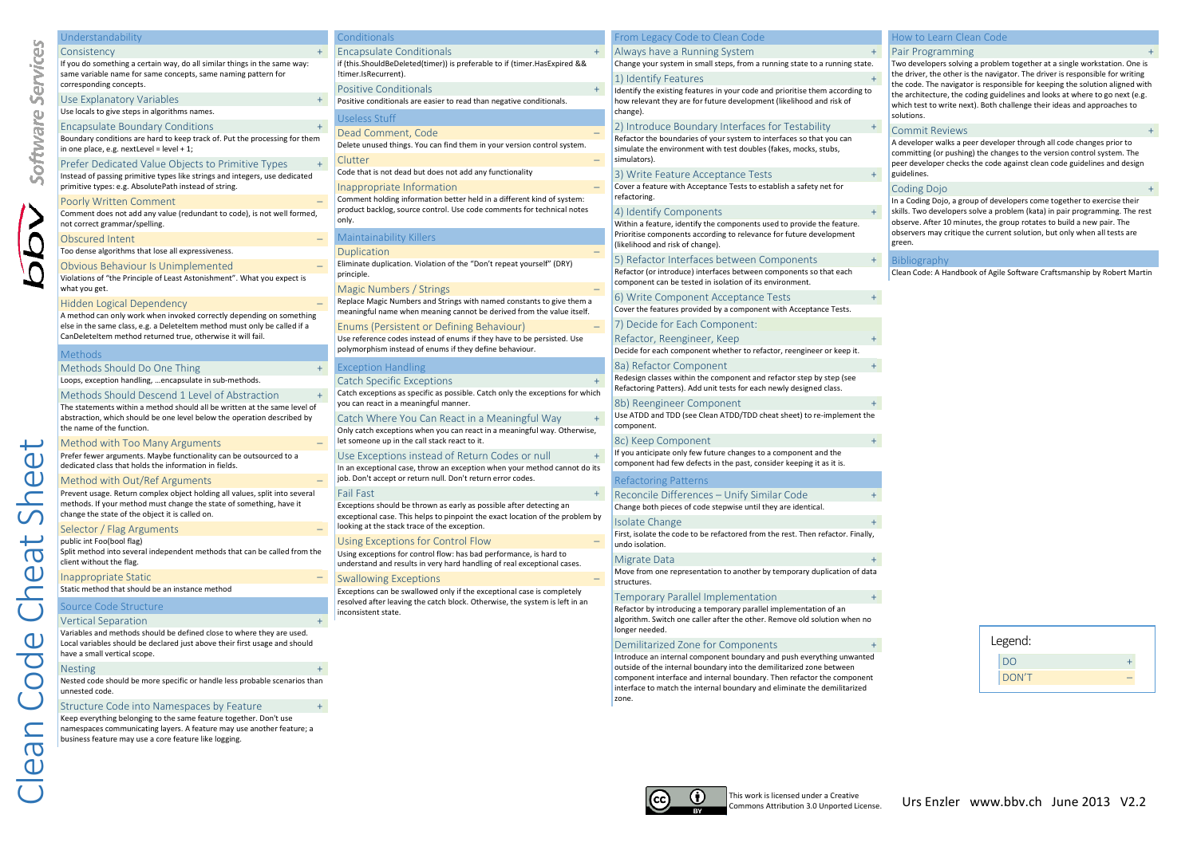# Clean Code Cheat Sheet

## Understandability

### Consistency +
If you do something a certain way, do all similar things in the same way: same variable name for same concepts, same naming pattern for corresponding concepts.

### Use Explanatory Variables +
Use locals to give steps in algorithms names.

### Encapsulate Boundary Conditions +
Boundary conditions are hard to keep track of. Put the processing for them in one place, e.g. nextLevel = level + 1;

### Prefer Dedicated Value Objects to Primitive Types +
Instead of passing primitive types like strings and integers, use dedicated primitive types: e.g. AbsolutePath instead of string.

### Poorly Written Comment –
Comment does not add any value (redundant to code), is not well formed, not correct grammar/spelling.

### Obscured Intent –
Too dense algorithms that lose all expressiveness.

### Obvious Behaviour Is Unimplemented –
Violations of "the Principle of Least Astonishment". What you expect is what you get.

### Hidden Logical Dependency –
A method can only work when invoked correctly depending on something else in the same class, e.g. a DeleteItem method must only be called if a CanDeleteItem method returned true, otherwise it will fail.

## Methods

### Methods Should Do One Thing +
Loops, exception handling, …encapsulate in sub-methods.

### Methods Should Descend 1 Level of Abstraction +
The statements within a method should all be written at the same level of abstraction, which should be one level below the operation described by the name of the function.

### Method with Too Many Arguments –
Prefer fewer arguments. Maybe functionality can be outsourced to a dedicated class that holds the information in fields.

### Method with Out/Ref Arguments –
Prevent usage. Return complex object holding all values, split into several methods. If your method must change the state of something, have it change the state of the object it is called on.

### Selector / Flag Arguments –
public int Foo(bool flag)
Split method into several independent methods that can be called from the client without the flag.

### Inappropriate Static –
Static method that should be an instance method

## Source Code Structure

### Vertical Separation +
Variables and methods should be defined close to where they are used. Local variables should be declared just above their first usage and should have a small vertical scope.

### Nesting +
Nested code should be more specific or handle less probable scenarios than unnested code.

### Structure Code into Namespaces by Feature +
Keep everything belonging to the same feature together. Don't use namespaces communicating layers. A feature may use another feature; a business feature may use a core feature like logging.

## Conditionals

### Encapsulate Conditionals +
if (this.ShouldBeDeleted(timer)) is preferable to if (timer.HasExpired && !timer.IsRecurrent).

### Positive Conditionals +
Positive conditionals are easier to read than negative conditionals.

## Useless Stuff

### Dead Comment, Code –
Delete unused things. You can find them in your version control system.

### Clutter –
Code that is not dead but does not add any functionality

### Inappropriate Information –
Comment holding information better held in a different kind of system: product backlog, source control. Use code comments for technical notes only.

## Maintainability Killers

### Duplication –
Eliminate duplication. Violation of the "Don't repeat yourself" (DRY) principle.

### Magic Numbers / Strings –
Replace Magic Numbers and Strings with named constants to give them a meaningful name when meaning cannot be derived from the value itself.

### Enums (Persistent or Defining Behaviour) –
Use reference codes instead of enums if they have to be persisted. Use polymorphism instead of enums if they define behaviour.

## Exception Handling

### Catch Specific Exceptions +
Catch exceptions as specific as possible. Catch only the exceptions for which you can react in a meaningful manner.

### Catch Where You Can React in a Meaningful Way +
Only catch exceptions when you can react in a meaningful way. Otherwise, let someone up in the call stack react to it.

### Use Exceptions instead of Return Codes or null +
In an exceptional case, throw an exception when your method cannot do its job. Don't accept or return null. Don't return error codes.

### Fail Fast +
Exceptions should be thrown as early as possible after detecting an exceptional case. This helps to pinpoint the exact location of the problem by looking at the stack trace of the exception.

### Using Exceptions for Control Flow –
Using exceptions for control flow: has bad performance, is hard to understand and results in very hard handling of real exceptional cases.

### Swallowing Exceptions –
Exceptions can be swallowed only if the exceptional case is completely resolved after leaving the catch block. Otherwise, the system is left in an inconsistent state.

## From Legacy Code to Clean Code

### Always have a Running System +
Change your system in small steps, from a running state to a running state.

### 1) Identify Features +
Identify the existing features in your code and prioritise them according to how relevant they are for future development (likelihood and risk of change).

### 2) Introduce Boundary Interfaces for Testability +
Refactor the boundaries of your system to interfaces so that you can simulate the environment with test doubles (fakes, mocks, stubs, simulators).

### 3) Write Feature Acceptance Tests +
Cover a feature with Acceptance Tests to establish a safety net for refactoring.

### 4) Identify Components +
Within a feature, identify the components used to provide the feature. Prioritise components according to relevance for future development (likelihood and risk of change).

### 5) Refactor Interfaces between Components +
Refactor (or introduce) interfaces between components so that each component can be tested in isolation of its environment.

### 6) Write Component Acceptance Tests +
Cover the features provided by a component with Acceptance Tests.

### 7) Decide for Each Component: Refactor, Reengineer, Keep +
Decide for each component whether to refactor, reengineer or keep it.

### 8a) Refactor Component +
Redesign classes within the component and refactor step by step (see Refactoring Patterns). Add unit tests for each newly designed class.

### 8b) Reengineer Component +
Use ATDD and TDD (see Clean ATDD/TDD cheat sheet) to re-implement the component.

### 8c) Keep Component +
If you anticipate only few future changes to a component and the component had few defects in the past, consider keeping it as it is.

## Refactoring Patterns

### Reconcile Differences – Unify Similar Code +
Change both pieces of code stepwise until they are identical.

### Isolate Change +
First, isolate the code to be refactored from the rest. Then refactor. Finally, undo isolation.

### Migrate Data +
Move from one representation to another by temporary duplication of data structures.

### Temporary Parallel Implementation +
Refactor by introducing a temporary parallel implementation of an algorithm. Switch one caller after the other. Remove old solution when no longer needed.

### Demilitarized Zone for Components +
Introduce an internal component boundary and push everything unwanted outside of the internal boundary into the demilitarized zone between component interface and internal boundary. Then refactor the component interface to match the internal boundary and eliminate the demilitarized zone.

## How to Learn Clean Code

### Pair Programming +
Two developers solving a problem together at a single workstation. One is the driver, the other is the navigator. The driver is responsible for writing the code. The navigator is responsible for keeping the solution aligned with the architecture, the coding guidelines and looks at where to go next (e.g. which test to write next). Both challenge their ideas and approaches to solutions.

### Commit Reviews +
A developer walks a peer developer through all code changes prior to committing (or pushing) the changes to the version control system. The peer developer checks the code against clean code guidelines and design guidelines.

### Coding Dojo +
In a Coding Dojo, a group of developers come together to exercise their skills. Two developers solve a problem (kata) in pair programming. The rest observe. After 10 minutes, the group rotates to build a new pair. The observers may critique the current solution, but only when all tests are green.

## Bibliography
Clean Code: A Handbook of Agile Software Craftsmanship by Robert Martin

Legend:

| | |
|---|---|
| DO | + |
| DON'T | – |

This work is licensed under a Creative Commons Attribution 3.0 Unported License.

Urs Enzler www.bbv.ch June 2013 V2.2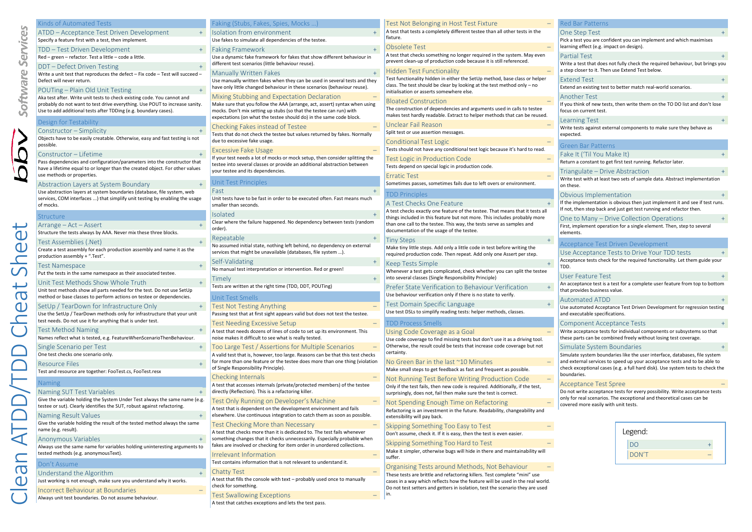# Clean ATDD/TDD Cheat Sheet

## Kinds of Automated Tests

### ATDD – Acceptance Test Driven Development (+)
Specify a feature first with a test, then implement.

### TDD – Test Driven Development (+)
Red – green – refactor. Test a little – code a little.

### DDT – Defect Driven Testing (+)
Write a unit test that reproduces the defect – Fix code – Test will succeed – Defect will never return.

### POUTing – Plain Old Unit Testing (+)
Aka test after. Write unit tests to check existing code. You cannot and probably do not want to test drive everything. Use POUT to increase sanity. Use to add additional tests after TDDing (e.g. boundary cases).

## Design for Testability

### Constructor – Simplicity (+)
Objects have to be easily creatable. Otherwise, easy and fast testing is not possible.

### Constructor – Lifetime (+)
Pass dependencies and configuration/parameters into the constructor that have a lifetime equal to or longer than the created object. For other values use methods or properties.

### Abstraction Layers at System Boundary (+)
Use abstraction layers at system boundaries (database, file system, web services, COM interfaces ...) that simplify unit testing by enabling the usage of mocks.

## Structure

### Arrange – Act – Assert (+)
Structure the tests always by AAA. Never mix these three blocks.

### Test Assemblies (.Net) (+)
Create a test assembly for each production assembly and name it as the production assembly + ".Test".

### Test Namespace (+)
Put the tests in the same namespace as their associated testee.

### Unit Test Methods Show Whole Truth (+)
Unit test methods show all parts needed for the test. Do not use SetUp method or base classes to perform actions on testee or dependencies.

### SetUp / TearDown for Infrastructure Only (+)
Use the SetUp / TearDown methods only for infrastructure that your unit test needs. Do not use it for anything that is under test.

### Test Method Naming (+)
Names reflect what is tested, e.g. FeatureWhenScenarioThenBehaviour.

### Single Scenario per Test (+)
One test checks one scenario only.

### Resource Files (+)
Test and resource are together: FooTest.cs, FooTest.resx

## Naming

### Naming SUT Test Variables (+)
Give the variable holding the System Under Test always the same name (e.g. testee or sut). Clearly identifies the SUT, robust against refactoring.

### Naming Result Values (+)
Give the variable holding the result of the tested method always the same name (e.g. result).

### Anonymous Variables (+)
Always use the same name for variables holding uninteresting arguments to tested methods (e.g. anonymousText).

## Don't Assume

### Understand the Algorithm (+)
Just working is not enough, make sure you understand why it works.

### Incorrect Behaviour at Boundaries (–)
Always unit test boundaries. Do not assume behaviour.

## Faking (Stubs, Fakes, Spies, Mocks ...)

### Isolation from environment (+)
Use fakes to simulate all dependencies of the testee.

### Faking Framework (+)
Use a dynamic fake framework for fakes that show different behaviour in different test scenarios (little behaviour reuse).

### Manually Written Fakes (+)
Use manually written fakes when they can be used in several tests and they have only little changed behaviour in these scenarios (behaviour reuse).

### Mixing Stubbing and Expectation Declaration (–)
Make sure that you follow the AAA (arrange, act, assert) syntax when using mocks. Don't mix setting up stubs (so that the testee can run) with expectations (on what the testee should do) in the same code block.

### Checking Fakes instead of Testee (–)
Tests that do not check the testee but values returned by fakes. Normally due to excessive fake usage.

### Excessive Fake Usage (–)
If your test needs a lot of mocks or mock setup, then consider splitting the testee into several classes or provide an additional abstraction between your testee and its dependencies.

## Unit Test Principles

### Fast (+)
Unit tests have to be fast in order to be executed often. Fast means much smaller than seconds.

### Isolated (+)
Clear where the failure happened. No dependency between tests (random order).

### Repeatable (+)
No assumed initial state, nothing left behind, no dependency on external services that might be unavailable (databases, file system ...).

### Self-Validating (+)
No manual test interpretation or intervention. Red or green!

### Timely (+)
Tests are written at the right time (TDD, DDT, POUTing)

## Unit Test Smells

### Test Not Testing Anything (–)
Passing test that at first sight appears valid but does not test the testee.

### Test Needing Excessive Setup (–)
A test that needs dozens of lines of code to set up its environment. This noise makes it difficult to see what is really tested.

### Too Large Test / Assertions for Multiple Scenarios (–)
A valid test that is, however, too large. Reasons can be that this test checks for more than one feature or the testee does more than one thing (violation of Single Responsibility Principle).

### Checking Internals (–)
A test that accesses internals (private/protected members) of the testee directly (Reflection). This is a refactoring killer.

### Test Only Running on Developer's Machine (–)
A test that is dependent on the development environment and fails elsewhere. Use continuous integration to catch them as soon as possible.

### Test Checking More than Necessary (–)
A test that checks more than it is dedicated to. The test fails whenever something changes that it checks unnecessarily. Especially probable when fakes are involved or checking for item order in unordered collections.

### Irrelevant Information (–)
Test contains information that is not relevant to understand it.

### Chatty Test (–)
A test that fills the console with text – probably used once to manually check for something.

### Test Swallowing Exceptions (–)
A test that catches exceptions and lets the test pass.

### Test Not Belonging in Host Test Fixture (–)
A test that tests a completely different testee than all other tests in the fixture.

### Obsolete Test (–)
A test that checks something no longer required in the system. May even prevent clean-up of production code because it is still referenced.

### Hidden Test Functionality (–)
Test functionality hidden in either the SetUp method, base class or helper class. The test should be clear by looking at the test method only – no initialisation or asserts somewhere else.

### Bloated Construction (–)
The construction of dependencies and arguments used in calls to testee makes test hardly readable. Extract to helper methods that can be reused.

### Unclear Fail Reason (–)
Split test or use assertion messages.

### Conditional Test Logic (–)
Tests should not have any conditional test logic because it's hard to read.

### Test Logic in Production Code (–)
Tests depend on special logic in production code.

### Erratic Test (–)
Sometimes passes, sometimes fails due to left overs or environment.

## TDD Principles

### A Test Checks One Feature (+)
A test checks exactly one feature of the testee. That means that it tests all things included in this feature but not more. This includes probably more than one call to the testee. This way, the tests serve as samples and documentation of the usage of the testee.

### Tiny Steps (+)
Make tiny little steps. Add only a little code in test before writing the required production code. Then repeat. Add only one Assert per step.

### Keep Tests Simple (+)
Whenever a test gets complicated, check whether you can split the testee into several classes (Single Responsibility Principle)

### Prefer State Verification to Behaviour Verification (+)
Use behaviour verification only if there is no state to verify.

### Test Domain Specific Language (+)
Use test DSLs to simplify reading tests: helper methods, classes.

## TDD Process Smells

### Using Code Coverage as a Goal (–)
Use code coverage to find missing tests but don't use it as a driving tool. Otherwise, the result could be tests that increase code coverage but not certainty.

### No Green Bar in the last ~10 Minutes (–)
Make small steps to get feedback as fast and frequent as possible.

### Not Running Test Before Writing Production Code (–)
Only if the test fails, then new code is required. Additionally, if the test, surprisingly, does not, fail then make sure the test is correct.

### Not Spending Enough Time on Refactoring (–)
Refactoring is an investment in the future. Readability, changeability and extensibility will pay back.

### Skipping Something Too Easy to Test (–)
Don't assume, check it. If it is easy, then the test is even easier.

### Skipping Something Too Hard to Test (–)
Make it simpler, otherwise bugs will hide in there and maintainability will suffer.

### Organising Tests around Methods, Not Behaviour (–)
These tests are brittle and refactoring killers. Test complete "mini" use cases in a way which reflects how the feature will be used in the real world. Do not test setters and getters in isolation, test the scenario they are used in.

## Red Bar Patterns

### One Step Test (+)
Pick a test you are confident you can implement and which maximises learning effect (e.g. impact on design).

### Partial Test (+)
Write a test that does not fully check the required behaviour, but brings you a step closer to it. Then use Extend Test below.

### Extend Test (+)
Extend an existing test to better match real-world scenarios.

### Another Test (+)
If you think of new tests, then write them on the TO DO list and don't lose focus on current test.

### Learning Test (+)
Write tests against external components to make sure they behave as expected.

## Green Bar Patterns

### Fake It ('Til You Make It) (+)
Return a constant to get first test running. Refactor later.

### Triangulate – Drive Abstraction (+)
Write test with at least two sets of sample data. Abstract implementation on these.

### Obvious Implementation (+)
If the implementation is obvious then just implement it and see if test runs. If not, then step back and just get test running and refactor then.

### One to Many – Drive Collection Operations (+)
First, implement operation for a single element. Then, step to several elements.

## Acceptance Test Driven Development

### Use Acceptance Tests to Drive Your TDD tests (+)
Acceptance tests check for the required functionality. Let them guide your TDD.

### User Feature Test (+)
An acceptance test is a test for a complete user feature from top to bottom that provides business value.

### Automated ATDD (+)
Use automated Acceptance Test Driven Development for regression testing and executable specifications.

### Component Acceptance Tests (+)
Write acceptance tests for individual components or subsystems so that these parts can be combined freely without losing test coverage.

### Simulate System Boundaries (+)
Simulate system boundaries like the user interface, databases, file system and external services to speed up your acceptance tests and to be able to check exceptional cases (e.g. a full hard disk). Use system tests to check the boundaries.

### Acceptance Test Spree (–)
Do not write acceptance tests for every possibility. Write acceptance tests only for real scenarios. The exceptional and theoretical cases can be covered more easily with unit tests.

---

**Legend:**

- DO (+)
- DON'T (–)

bbv Software Services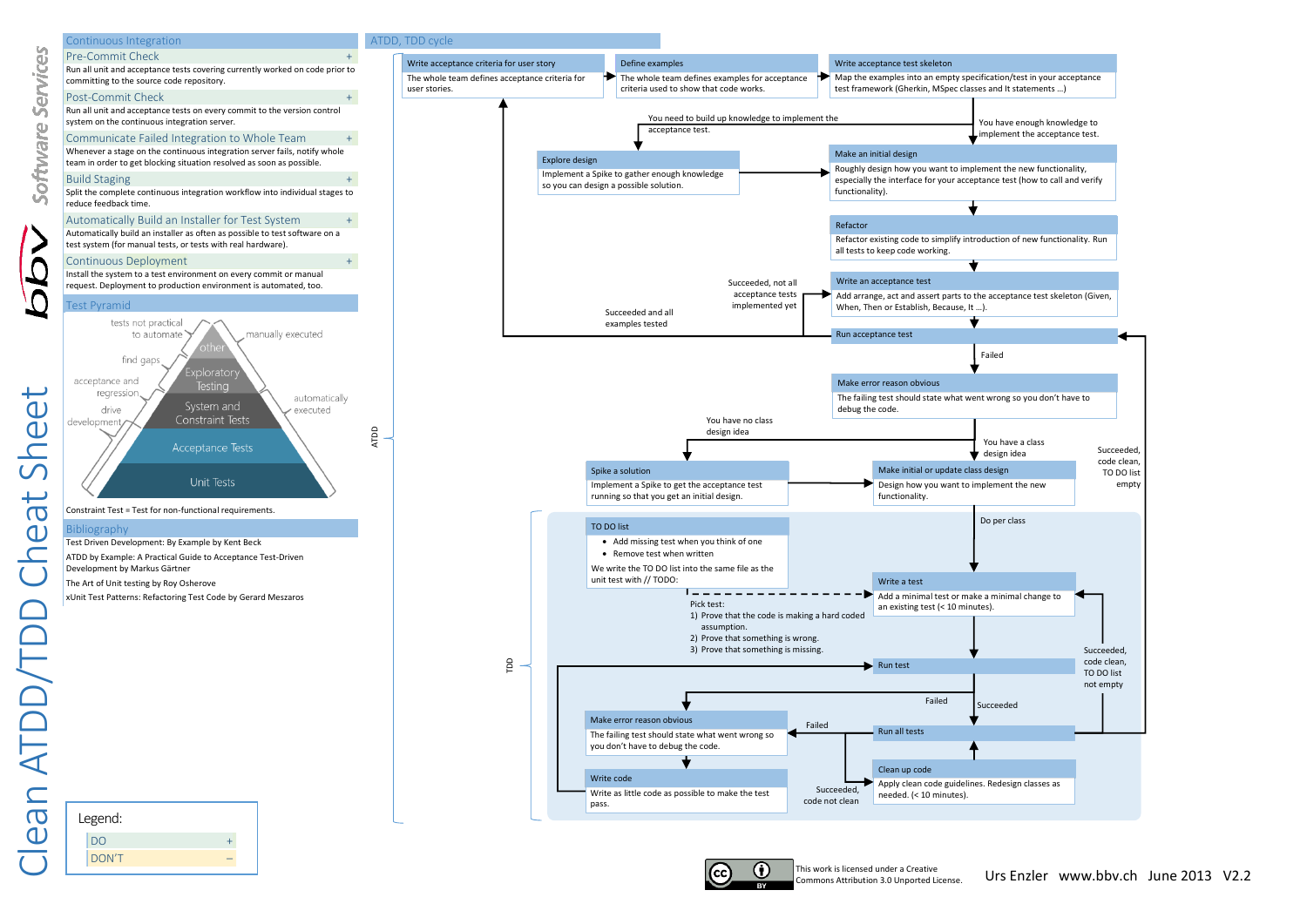# Clean ATDD/TDD Cheat Sheet

*Software Services* — bbv

## Continuous Integration

**Pre-Commit Check** +
Run all unit and acceptance tests covering currently worked on code prior to committing to the source code repository.

**Post-Commit Check** +
Run all unit and acceptance tests on every commit to the version control system on the continuous integration server.

**Communicate Failed Integration to Whole Team** +
Whenever a stage on the continuous integration server fails, notify whole team in order to get blocking situation resolved as soon as possible.

**Build Staging** +
Split the complete continuous integration workflow into individual stages to reduce feedback time.

**Automatically Build an Installer for Test System** +
Automatically build an installer as often as possible to test software on a test system (for manual tests, or tests with real hardware).

**Continuous Deployment** +
Install the system to a test environment on every commit or manual request. Deployment to production environment is automated, too.

## Test Pyramid

tests not practical to automate
manually executed
other
find gaps
Exploratory Testing
acceptance and regression
System and Constraint Tests
automatically executed
drive development
Acceptance Tests
Unit Tests

Constraint Test = Test for non-functional requirements.

## Bibliography

Test Driven Development: By Example by Kent Beck

ATDD by Example: A Practical Guide to Acceptance Test-Driven Development by Markus Gärtner

The Art of Unit testing by Roy Osherove

xUnit Test Patterns: Refactoring Test Code by Gerard Meszaros

## ATDD, TDD cycle

ATDD

**Write acceptance criteria for user story**
The whole team defines acceptance criteria for user stories.

**Define examples**
The whole team defines examples for acceptance criteria used to show that code works.

**Write acceptance test skeleton**
Map the examples into an empty specification/test in your acceptance test framework (Gherkin, MSpec classes and It statements …)

You need to build up knowledge to implement the acceptance test.

You have enough knowledge to implement the acceptance test.

**Explore design**
Implement a Spike to gather enough knowledge so you can design a possible solution.

**Make an initial design**
Roughly design how you want to implement the new functionality, especially the interface for your acceptance test (how to call and verify functionality).

**Refactor**
Refactor existing code to simplify introduction of new functionality. Run all tests to keep code working.

**Write an acceptance test**
Add arrange, act and assert parts to the acceptance test skeleton (Given, When, Then or Establish, Because, It …).

Succeeded, not all acceptance tests implemented yet

Succeeded and all examples tested

**Run acceptance test**

Failed

**Make error reason obvious**
The failing test should state what went wrong so you don't have to debug the code.

You have no class design idea

You have a class design idea

**Spike a solution**
Implement a Spike to get the acceptance test running so that you get an initial design.

**Make initial or update class design**
Design how you want to implement the new functionality.

Succeeded, code clean, TO DO list empty

TDD

Do per class

**TO DO list**
- Add missing test when you think of one
- Remove test when written

We write the TO DO list into the same file as the unit test with // TODO:

**Write a test**
Add a minimal test or make a minimal change to an existing test (< 10 minutes).

Pick test:
1) Prove that the code is making a hard coded assumption.
2) Prove that something is wrong.
3) Prove that something is missing.

Succeeded, code clean, TO DO list not empty

**Run test**

Failed

Succeeded

**Make error reason obvious**
The failing test should state what went wrong so you don't have to debug the code.

Failed

**Run all tests**

**Write code**
Write as little code as possible to make the test pass.

Succeeded, code not clean

**Clean up code**
Apply clean code guidelines. Redesign classes as needed. (< 10 minutes).

Legend:
- DO +
- DON'T −

This work is licensed under a Creative Commons Attribution 3.0 Unported License.

Urs Enzler www.bbv.ch June 2013 V2.2